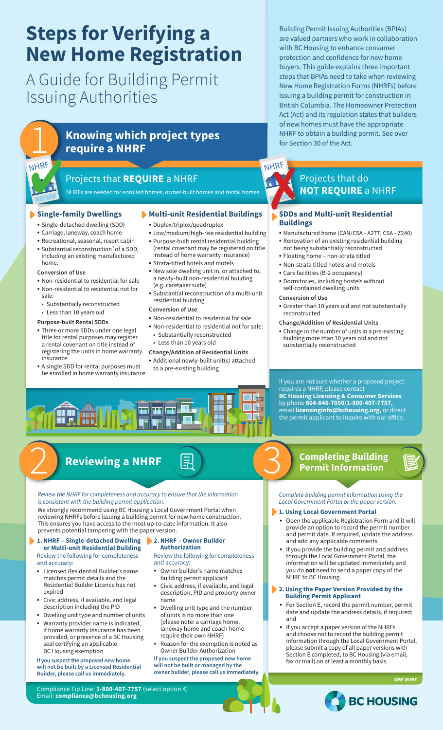# Steps for Verifying a New Home Registration

## A Guide for Building Permit Issuing Authorities

Building Permit Issuing Authorities (BPIAs) are valued partners who work in collaboration with BC Housing to enhance consumer protection and confidence for new home buyers. This guide explains three important steps that BPIAs need to take when reviewing New Home Registration Forms (NHRFs) before issuing a building permit for construction in British Columbia. The Homeowner Protection Act (Act) and its regulation states that builders of new homes must have the appropriate NHRF to obtain a building permit. See over for Section 30 of the Act.

## 1 Knowing which project types require a NHRF

### Projects that **REQUIRE** a NHRF

NHRFs are needed for enrolled homes, owner-built homes and rental homes.

#### Single-family Dwellings

- Single-detached dwelling (SDD)
- Carriage, laneway, coach home
- Recreational, seasonal, resort cabin
- Substantial reconstruction[1] of a SDD, including an existing manufactured home.

**Conversion of Use**

- Non-residential to residential for sale
- Non-residential to residential not for sale:
  - Substantially reconstructed
  - Less than 10 years old

**Purpose-built Rental SDDs**

- Three or more SDDs under one legal title for rental purposes may register a rental covenant on title instead of registering the units in home warranty insurance
- A single SDD for rental purposes must be enrolled in home warranty insurance

#### Multi-unit Residential Buildings

- Duplex/triplex/quadruplex
- Low/medium/high-rise residential building
- Purpose-built rental residential building (rental covenant may be registered on title instead of home warranty insurance)
- Strata-titled hotels and motels
- New sole dwelling unit in, or attached to, a newly-built non-residential building (e.g. caretaker suite)
- Substantial reconstruction of a multi-unit residential building

**Conversion of Use**

- Non-residential to residential for sale
- Non-residential to residential not for sale:
  - Substantially reconstructed
  - Less than 10 years old

**Change/Addition of Residential Units**

- Additional newly-built unit(s) attached to a pre-existing building

### Projects that do **NOT REQUIRE** a NHRF

#### SDDs and Multi-unit Residential Buildings

- Manufactured home (CAN/CSA - A277, CSA - Z240)
- Renovation of an existing residential building not being substantially reconstructed
- Floating home – non-strata titled
- Non-strata titled hotels and motels
- Care facilities (B-2 occupancy)
- Dormitories, including hostels without self-contained dwelling units

**Conversion of Use**

- Greater than 10 years old and not substantially reconstructed

**Change/Addition of Residential Units**

- Change in the number of units in a pre-existing building more than 10 years old and not substantially reconstructed

If you are not sure whether a proposed project requires a NHRF, please contact **BC Housing Licensing & Consumer Services** by phone **604-646-7050/1-800-407-7757**, email **licensinginfo@bchousing.org,** or direct the permit applicant to inquire with our office.

## 2 Reviewing a NHRF

*Review the NHRF for completeness and accuracy to ensure that the information is consistent with the building permit application.*

We strongly recommend using BC Housing's Local Government Portal when reviewing NHRFs before issuing a building permit for new home construction. This ensures you have access to the most up-to-date information. It also prevents potential tampering with the paper version.

#### 1. NHRF – Single-detached Dwelling or Multi-unit Residential Building

Review the following for completeness and accuracy:

- Licensed Residential Builder's name matches permit details and the Residential Builder Licence has not expired
- Civic address, if available, and legal description including the PID
- Dwelling unit type and number of units
- Warranty provider name is indicated, if home warranty insurance has been provided, or presence of a BC Housing seal certifying an applicable BC Housing exemption

**If you suspect the proposed new home will not be built by a Licensed Residential Builder, please call us immediately.**

#### 2. NHRF – Owner Builder Authorization

Review the following for completeness and accuracy:

- Owner builder's name matches building permit applicant
- Civic address, if available, and legal description, PID and property owner name
- Dwelling unit type and the number of units is no more than one (please note: a carriage home, laneway home and coach home require their own NHRF)
- Reason for the exemption is noted as Owner Builder Authorization

**If you suspect the proposed new home will not be built or managed by the owner builder, please call us immediately.**

Compliance Tip Line: **1-800-407-7757** (select option 4)
Email: **compliance@bchousing.org**

## 3 Completing Building Permit Information

*Complete building permit information using the Local Government Portal or the paper version.*

#### 1. Using Local Government Portal

- Open the applicable Registration Form and it will provide an option to record the permit number and permit date. If required, update the address and add any applicable comments.
- If you provide the building permit and address through the Local Government Portal, the information will be updated immediately and you do **not** need to send a paper copy of the NHRF to BC Housing.

#### 2. Using the Paper Version Provided by the Building Permit Applicant

- For Section E, record the permit number, permit date and update the address details, if required; and
- If you accept a paper version of the NHRFs and choose not to record the building permit information through the Local Government Portal, please submit a copy of all paper versions with Section E completed, to BC Housing (via email, fax or mail) on at least a monthly basis.

*see over*

BC HOUSING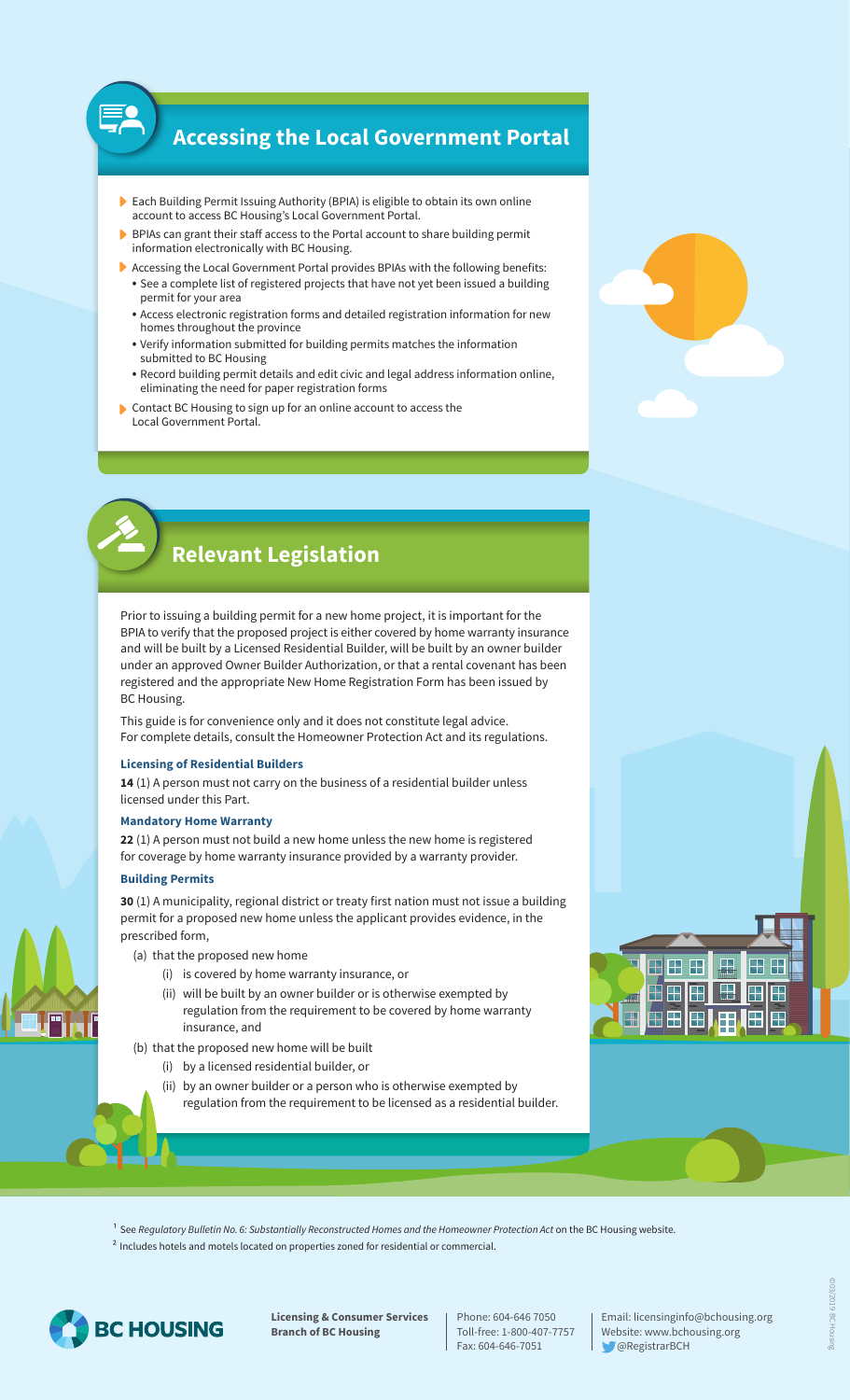## Accessing the Local Government Portal

- Each Building Permit Issuing Authority (BPIA) is eligible to obtain its own online account to access BC Housing's Local Government Portal.
- BPIAs can grant their staff access to the Portal account to share building permit information electronically with BC Housing.
- Accessing the Local Government Portal provides BPIAs with the following benefits:
  - See a complete list of registered projects that have not yet been issued a building permit for your area
  - Access electronic registration forms and detailed registration information for new homes throughout the province
  - Verify information submitted for building permits matches the information submitted to BC Housing
  - Record building permit details and edit civic and legal address information online, eliminating the need for paper registration forms
- Contact BC Housing to sign up for an online account to access the Local Government Portal.

## Relevant Legislation

Prior to issuing a building permit for a new home project, it is important for the BPIA to verify that the proposed project is either covered by home warranty insurance and will be built by a Licensed Residential Builder, will be built by an owner builder under an approved Owner Builder Authorization, or that a rental covenant has been registered and the appropriate New Home Registration Form has been issued by BC Housing.

This guide is for convenience only and it does not constitute legal advice. For complete details, consult the Homeowner Protection Act and its regulations.

### Licensing of Residential Builders

**14** (1) A person must not carry on the business of a residential builder unless licensed under this Part.

### Mandatory Home Warranty

**22** (1) A person must not build a new home unless the new home is registered for coverage by home warranty insurance provided by a warranty provider.

### Building Permits

**30** (1) A municipality, regional district or treaty first nation must not issue a building permit for a proposed new home unless the applicant provides evidence, in the prescribed form,

(a) that the proposed new home

 (i) is covered by home warranty insurance, or

 (ii) will be built by an owner builder or is otherwise exempted by regulation from the requirement to be covered by home warranty insurance, and

(b) that the proposed new home will be built

 (i) by a licensed residential builder, or

 (ii) by an owner builder or a person who is otherwise exempted by regulation from the requirement to be licensed as a residential builder.

[1] See *Regulatory Bulletin No. 6: Substantially Reconstructed Homes and the Homeowner Protection Act* on the BC Housing website.

[2] Includes hotels and motels located on properties zoned for residential or commercial.

BC HOUSING

**Licensing & Consumer Services Branch of BC Housing**

Phone: 604-646 7050
Toll-free: 1-800-407-7757
Fax: 604-646-7051

Email: licensinginfo@bchousing.org
Website: www.bchousing.org
@RegistrarBCH

©03/2019 BC Housing